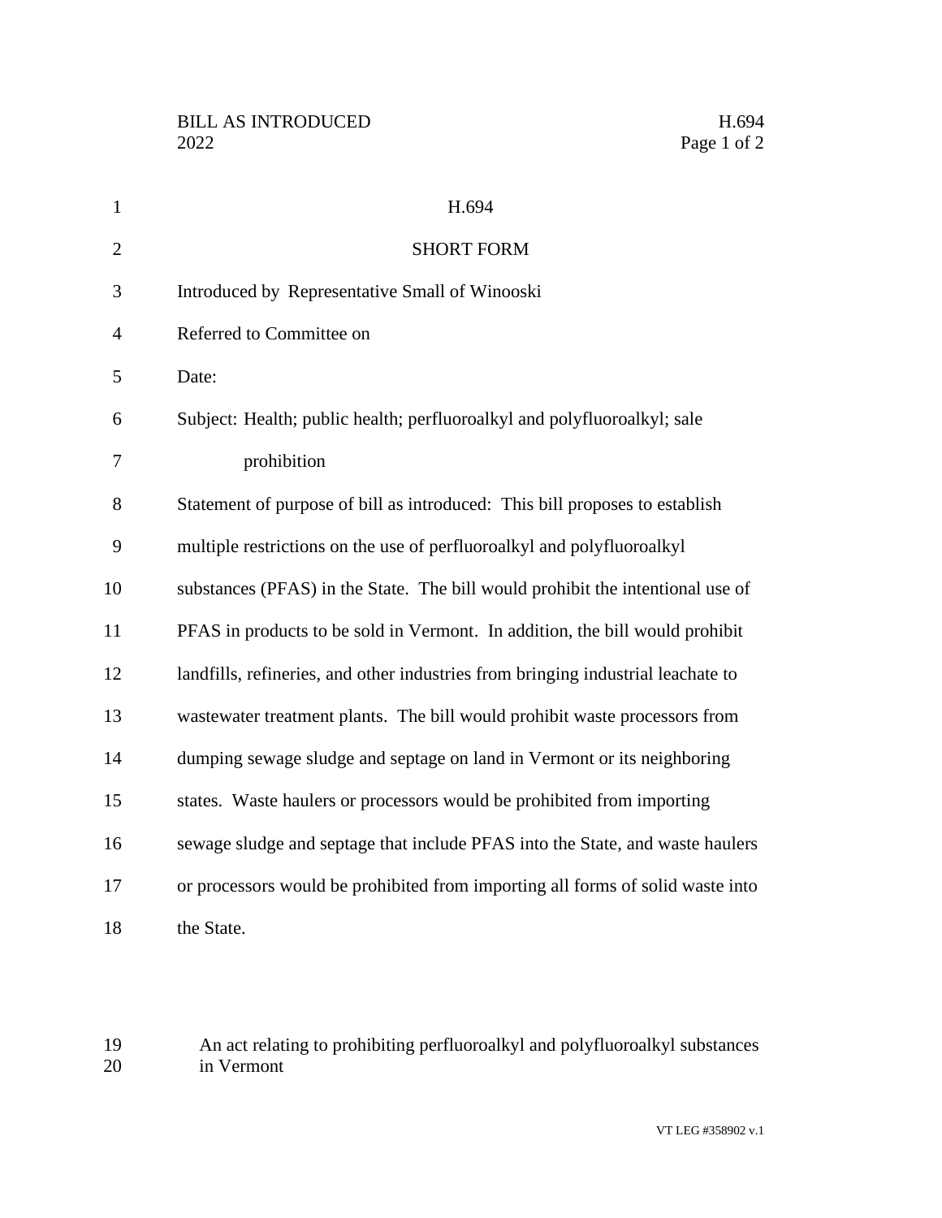# H.694

## SHORT FORM

Introduced by Representative Small of Winooski

Referred to Committee on

Date:

Subject: Health; public health; perfluoroalkyl and polyfluoroalkyl; sale prohibition

Statement of purpose of bill as introduced: This bill proposes to establish multiple restrictions on the use of perfluoroalkyl and polyfluoroalkyl substances (PFAS) in the State. The bill would prohibit the intentional use of PFAS in products to be sold in Vermont. In addition, the bill would prohibit landfills, refineries, and other industries from bringing industrial leachate to wastewater treatment plants. The bill would prohibit waste processors from dumping sewage sludge and septage on land in Vermont or its neighboring states. Waste haulers or processors would be prohibited from importing sewage sludge and septage that include PFAS into the State, and waste haulers or processors would be prohibited from importing all forms of solid waste into the State.

An act relating to prohibiting perfluoroalkyl and polyfluoroalkyl substances in Vermont

VT LEG #358902 v.1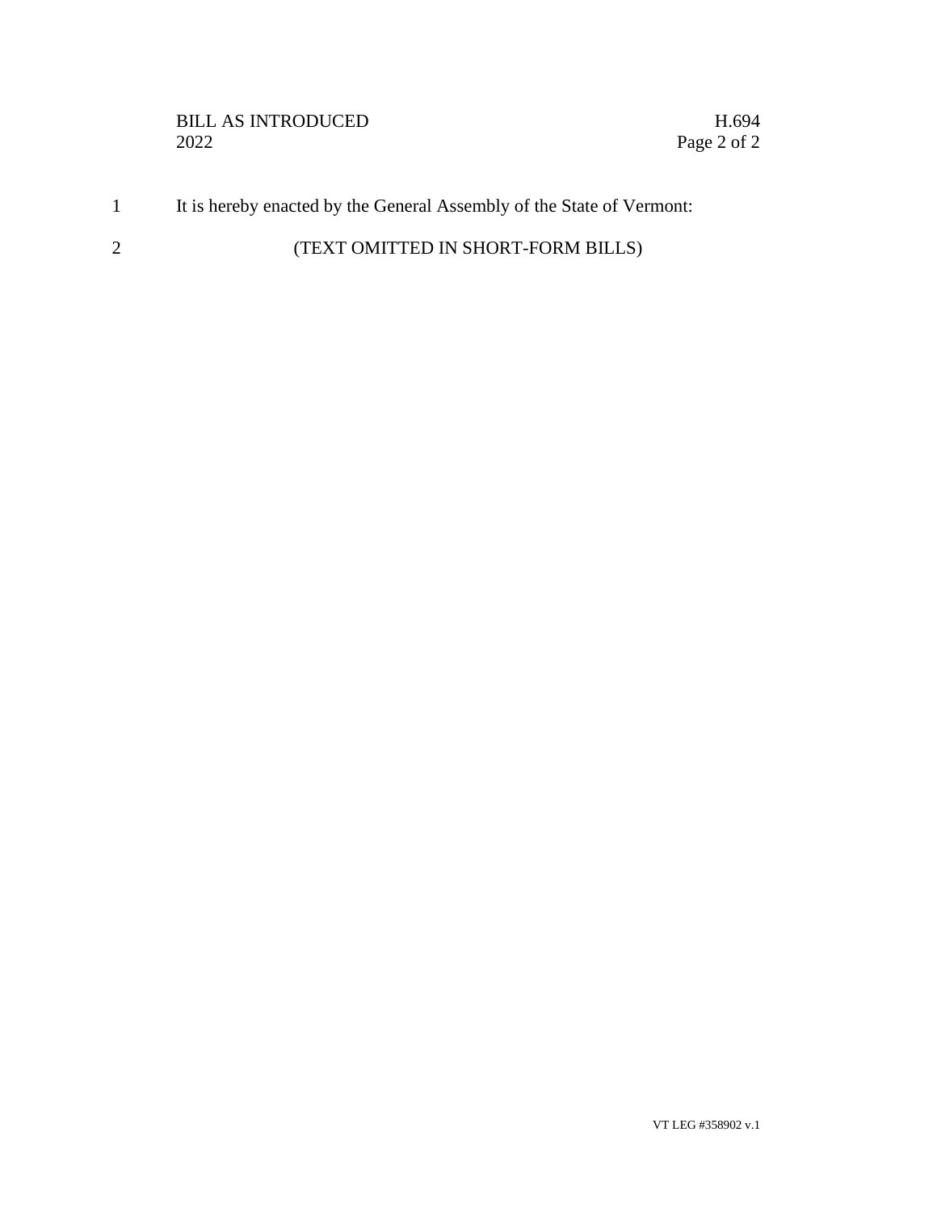It is hereby enacted by the General Assembly of the State of Vermont:

(TEXT OMITTED IN SHORT-FORM BILLS)